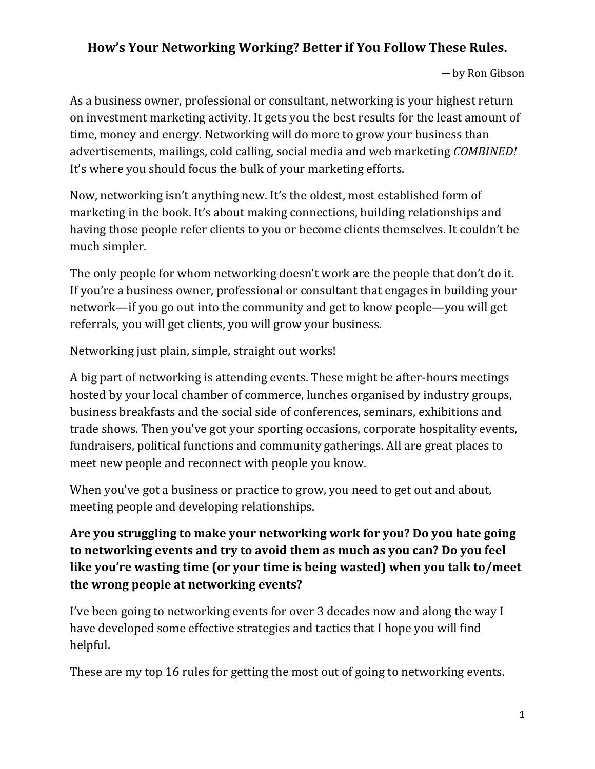# How's Your Networking Working? Better if You Follow These Rules.

— by Ron Gibson

As a business owner, professional or consultant, networking is your highest return on investment marketing activity. It gets you the best results for the least amount of time, money and energy. Networking will do more to grow your business than advertisements, mailings, cold calling, social media and web marketing *COMBINED!* It's where you should focus the bulk of your marketing efforts.

Now, networking isn't anything new. It's the oldest, most established form of marketing in the book. It's about making connections, building relationships and having those people refer clients to you or become clients themselves. It couldn't be much simpler.

The only people for whom networking doesn't work are the people that don't do it. If you're a business owner, professional or consultant that engages in building your network—if you go out into the community and get to know people—you will get referrals, you will get clients, you will grow your business.

Networking just plain, simple, straight out works!

A big part of networking is attending events. These might be after-hours meetings hosted by your local chamber of commerce, lunches organised by industry groups, business breakfasts and the social side of conferences, seminars, exhibitions and trade shows. Then you've got your sporting occasions, corporate hospitality events, fundraisers, political functions and community gatherings. All are great places to meet new people and reconnect with people you know.

When you've got a business or practice to grow, you need to get out and about, meeting people and developing relationships.

**Are you struggling to make your networking work for you? Do you hate going to networking events and try to avoid them as much as you can? Do you feel like you're wasting time (or your time is being wasted) when you talk to/meet the wrong people at networking events?**

I've been going to networking events for over 3 decades now and along the way I have developed some effective strategies and tactics that I hope you will find helpful.

These are my top 16 rules for getting the most out of going to networking events.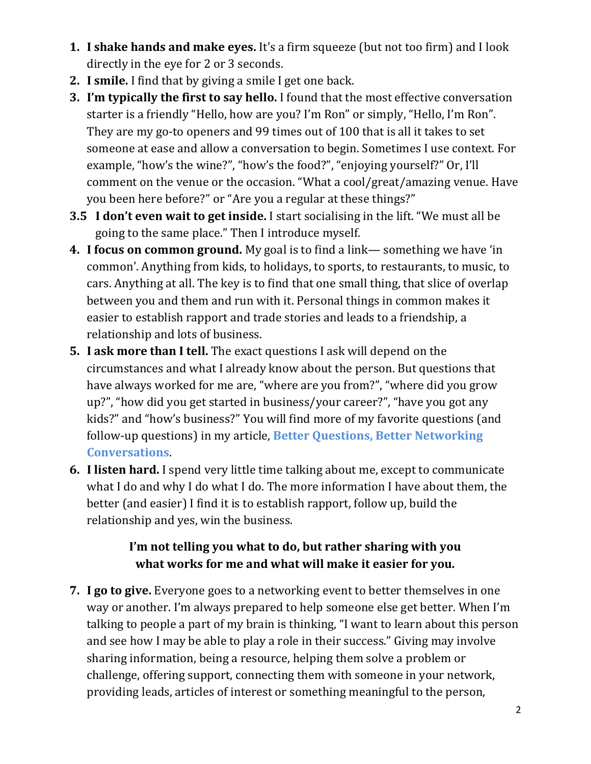1. **I shake hands and make eyes.** It's a firm squeeze (but not too firm) and I look directly in the eye for 2 or 3 seconds.
2. **I smile.** I find that by giving a smile I get one back.
3. **I'm typically the first to say hello.** I found that the most effective conversation starter is a friendly "Hello, how are you? I'm Ron" or simply, "Hello, I'm Ron". They are my go-to openers and 99 times out of 100 that is all it takes to set someone at ease and allow a conversation to begin. Sometimes I use context. For example, "how's the wine?", "how's the food?", "enjoying yourself?" Or, I'll comment on the venue or the occasion. "What a cool/great/amazing venue. Have you been here before?" or "Are you a regular at these things?"

**3.5 I don't even wait to get inside.** I start socialising in the lift. "We must all be going to the same place." Then I introduce myself.

4. **I focus on common ground.** My goal is to find a link— something we have 'in common'. Anything from kids, to holidays, to sports, to restaurants, to music, to cars. Anything at all. The key is to find that one small thing, that slice of overlap between you and them and run with it. Personal things in common makes it easier to establish rapport and trade stories and leads to a friendship, a relationship and lots of business.
5. **I ask more than I tell.** The exact questions I ask will depend on the circumstances and what I already know about the person. But questions that have always worked for me are, "where are you from?", "where did you grow up?", "how did you get started in business/your career?", "have you got any kids?" and "how's business?" You will find more of my favorite questions (and follow-up questions) in my article, **Better Questions, Better Networking Conversations**.
6. **I listen hard.** I spend very little time talking about me, except to communicate what I do and why I do what I do. The more information I have about them, the better (and easier) I find it is to establish rapport, follow up, build the relationship and yes, win the business.

**I'm not telling you what to do, but rather sharing with you what works for me and what will make it easier for you.**

7. **I go to give.** Everyone goes to a networking event to better themselves in one way or another. I'm always prepared to help someone else get better. When I'm talking to people a part of my brain is thinking, "I want to learn about this person and see how I may be able to play a role in their success." Giving may involve sharing information, being a resource, helping them solve a problem or challenge, offering support, connecting them with someone in your network, providing leads, articles of interest or something meaningful to the person,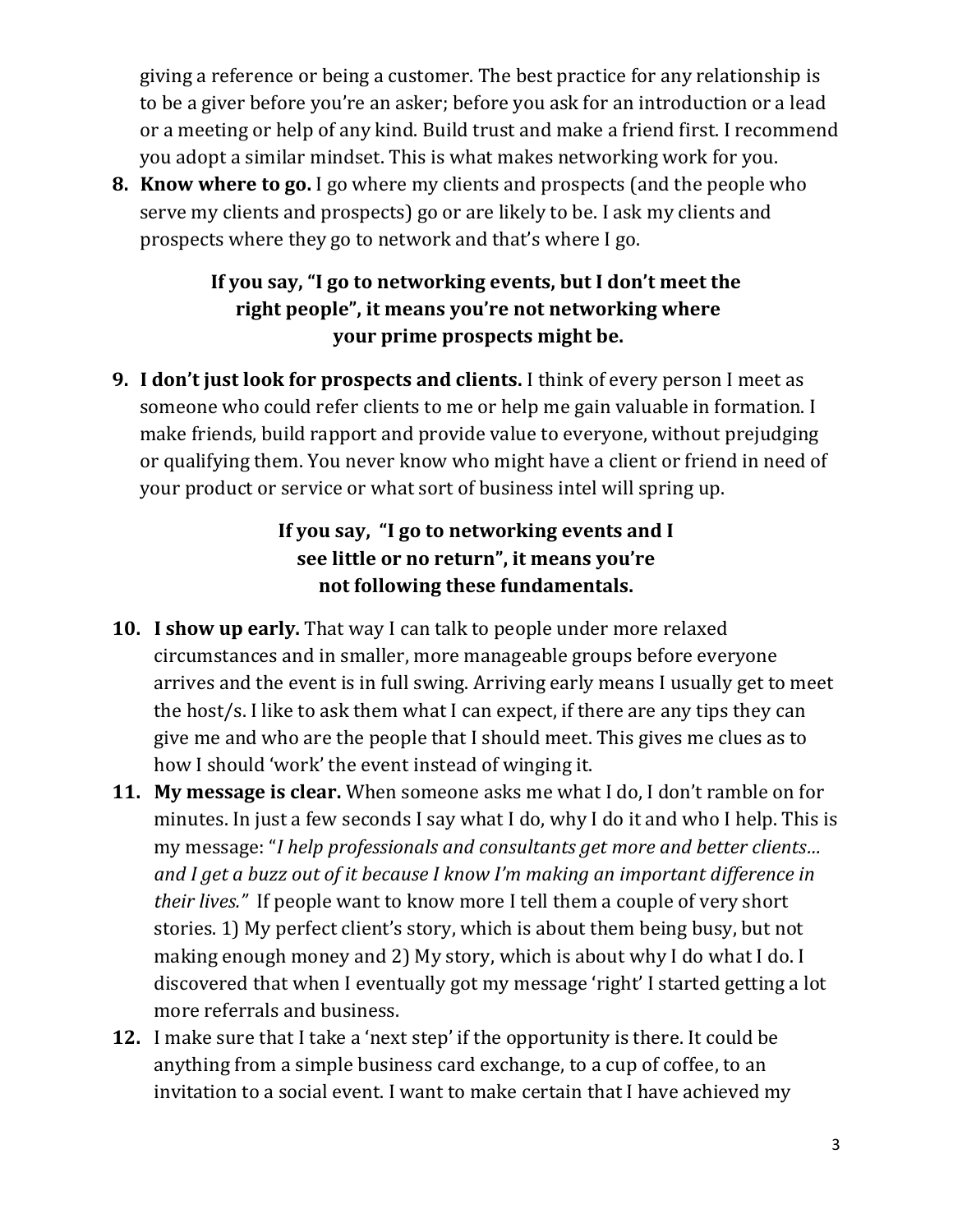giving a reference or being a customer. The best practice for any relationship is to be a giver before you're an asker; before you ask for an introduction or a lead or a meeting or help of any kind. Build trust and make a friend first. I recommend you adopt a similar mindset. This is what makes networking work for you.

8. **Know where to go.** I go where my clients and prospects (and the people who serve my clients and prospects) go or are likely to be. I ask my clients and prospects where they go to network and that's where I go.

**If you say, "I go to networking events, but I don't meet the right people", it means you're not networking where your prime prospects might be.**

9. **I don't just look for prospects and clients.** I think of every person I meet as someone who could refer clients to me or help me gain valuable in formation. I make friends, build rapport and provide value to everyone, without prejudging or qualifying them. You never know who might have a client or friend in need of your product or service or what sort of business intel will spring up.

**If you say, "I go to networking events and I see little or no return", it means you're not following these fundamentals.**

10. **I show up early.** That way I can talk to people under more relaxed circumstances and in smaller, more manageable groups before everyone arrives and the event is in full swing. Arriving early means I usually get to meet the host/s. I like to ask them what I can expect, if there are any tips they can give me and who are the people that I should meet. This gives me clues as to how I should 'work' the event instead of winging it.
11. **My message is clear.** When someone asks me what I do, I don't ramble on for minutes. In just a few seconds I say what I do, why I do it and who I help. This is my message: "*I help professionals and consultants get more and better clients… and I get a buzz out of it because I know I'm making an important difference in their lives.*" If people want to know more I tell them a couple of very short stories. 1) My perfect client's story, which is about them being busy, but not making enough money and 2) My story, which is about why I do what I do. I discovered that when I eventually got my message 'right' I started getting a lot more referrals and business.
12. I make sure that I take a 'next step' if the opportunity is there. It could be anything from a simple business card exchange, to a cup of coffee, to an invitation to a social event. I want to make certain that I have achieved my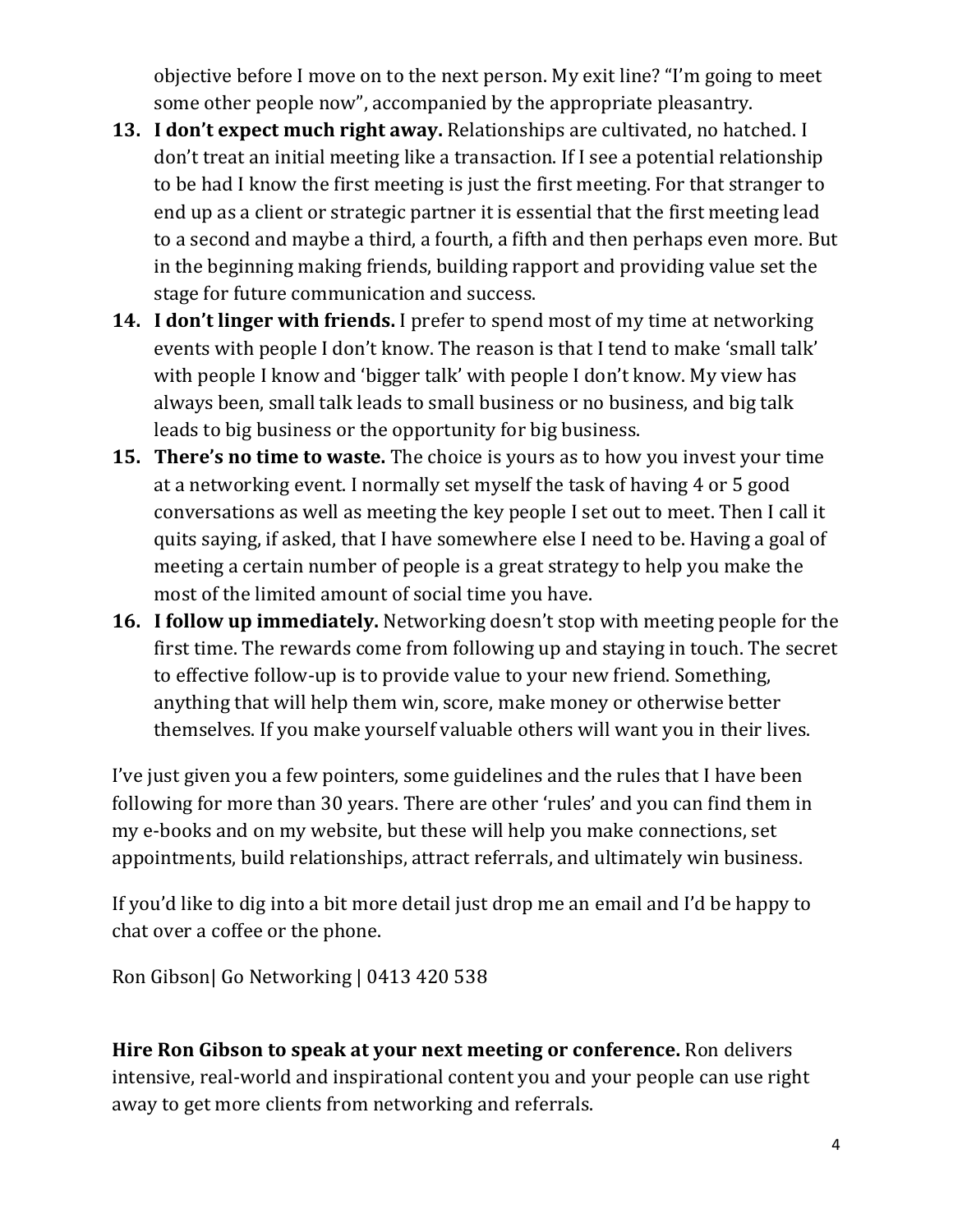objective before I move on to the next person. My exit line? "I'm going to meet some other people now", accompanied by the appropriate pleasantry.

13. **I don't expect much right away.** Relationships are cultivated, no hatched. I don't treat an initial meeting like a transaction. If I see a potential relationship to be had I know the first meeting is just the first meeting. For that stranger to end up as a client or strategic partner it is essential that the first meeting lead to a second and maybe a third, a fourth, a fifth and then perhaps even more. But in the beginning making friends, building rapport and providing value set the stage for future communication and success.
14. **I don't linger with friends.** I prefer to spend most of my time at networking events with people I don't know. The reason is that I tend to make 'small talk' with people I know and 'bigger talk' with people I don't know. My view has always been, small talk leads to small business or no business, and big talk leads to big business or the opportunity for big business.
15. **There's no time to waste.** The choice is yours as to how you invest your time at a networking event. I normally set myself the task of having 4 or 5 good conversations as well as meeting the key people I set out to meet. Then I call it quits saying, if asked, that I have somewhere else I need to be. Having a goal of meeting a certain number of people is a great strategy to help you make the most of the limited amount of social time you have.
16. **I follow up immediately.** Networking doesn't stop with meeting people for the first time. The rewards come from following up and staying in touch. The secret to effective follow-up is to provide value to your new friend. Something, anything that will help them win, score, make money or otherwise better themselves. If you make yourself valuable others will want you in their lives.

I've just given you a few pointers, some guidelines and the rules that I have been following for more than 30 years. There are other 'rules' and you can find them in my e-books and on my website, but these will help you make connections, set appointments, build relationships, attract referrals, and ultimately win business.

If you'd like to dig into a bit more detail just drop me an email and I'd be happy to chat over a coffee or the phone.

Ron Gibson| Go Networking | 0413 420 538

**Hire Ron Gibson to speak at your next meeting or conference.** Ron delivers intensive, real-world and inspirational content you and your people can use right away to get more clients from networking and referrals.